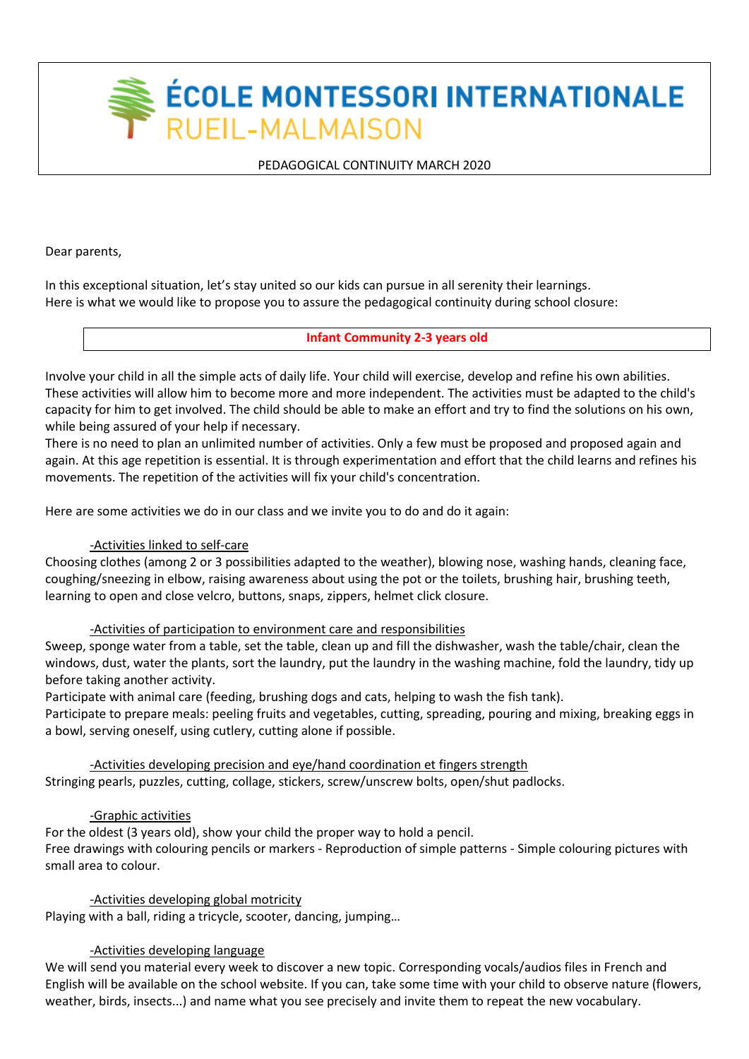# ÉCOLE MONTESSORI INTERNATIONALE RUEIL-MALMAISON

PEDAGOGICAL CONTINUITY MARCH 2020

Dear parents,

In this exceptional situation, let's stay united so our kids can pursue in all serenity their learnings.
Here is what we would like to propose you to assure the pedagogical continuity during school closure:

## Infant Community 2-3 years old

Involve your child in all the simple acts of daily life. Your child will exercise, develop and refine his own abilities. These activities will allow him to become more and more independent. The activities must be adapted to the child's capacity for him to get involved. The child should be able to make an effort and try to find the solutions on his own, while being assured of your help if necessary.
There is no need to plan an unlimited number of activities. Only a few must be proposed and proposed again and again. At this age repetition is essential. It is through experimentation and effort that the child learns and refines his movements. The repetition of the activities will fix your child's concentration.

Here are some activities we do in our class and we invite you to do and do it again:

### -Activities linked to self-care

Choosing clothes (among 2 or 3 possibilities adapted to the weather), blowing nose, washing hands, cleaning face, coughing/sneezing in elbow, raising awareness about using the pot or the toilets, brushing hair, brushing teeth, learning to open and close velcro, buttons, snaps, zippers, helmet click closure.

### -Activities of participation to environment care and responsibilities

Sweep, sponge water from a table, set the table, clean up and fill the dishwasher, wash the table/chair, clean the windows, dust, water the plants, sort the laundry, put the laundry in the washing machine, fold the laundry, tidy up before taking another activity.
Participate with animal care (feeding, brushing dogs and cats, helping to wash the fish tank).
Participate to prepare meals: peeling fruits and vegetables, cutting, spreading, pouring and mixing, breaking eggs in a bowl, serving oneself, using cutlery, cutting alone if possible.

### -Activities developing precision and eye/hand coordination et fingers strength

Stringing pearls, puzzles, cutting, collage, stickers, screw/unscrew bolts, open/shut padlocks.

### -Graphic activities

For the oldest (3 years old), show your child the proper way to hold a pencil.
Free drawings with colouring pencils or markers - Reproduction of simple patterns - Simple colouring pictures with small area to colour.

### -Activities developing global motricity

Playing with a ball, riding a tricycle, scooter, dancing, jumping…

### -Activities developing language

We will send you material every week to discover a new topic. Corresponding vocals/audios files in French and English will be available on the school website. If you can, take some time with your child to observe nature (flowers, weather, birds, insects...) and name what you see precisely and invite them to repeat the new vocabulary.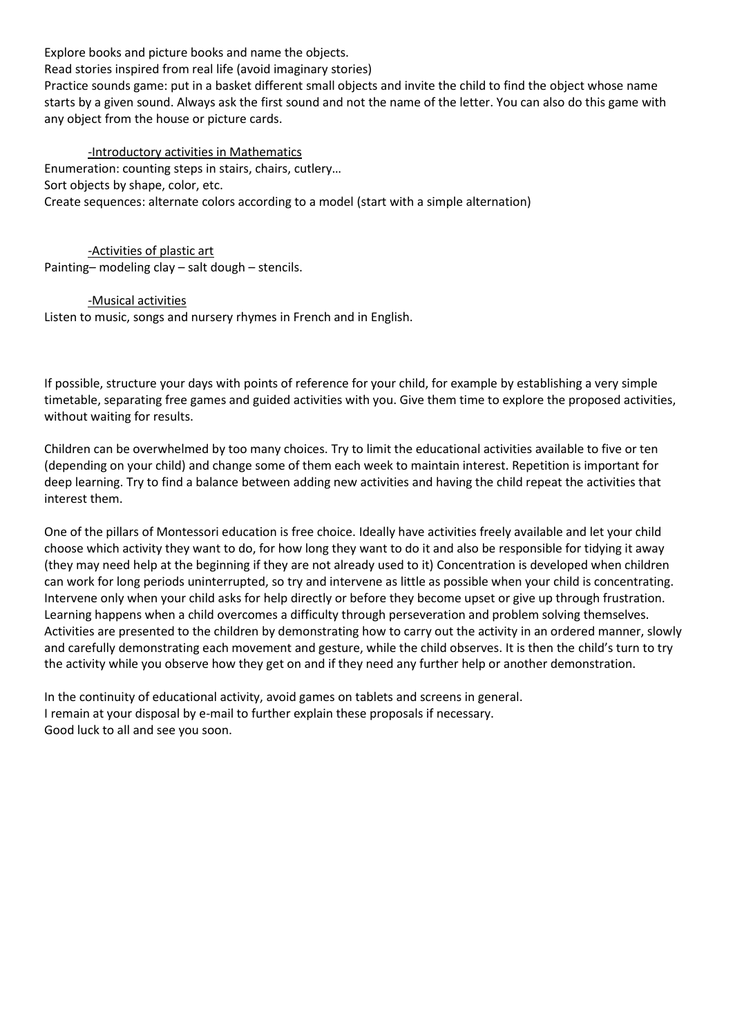Explore books and picture books and name the objects.
Read stories inspired from real life (avoid imaginary stories)
Practice sounds game: put in a basket different small objects and invite the child to find the object whose name starts by a given sound. Always ask the first sound and not the name of the letter. You can also do this game with any object from the house or picture cards.

<u>-Introductory activities in Mathematics</u>

Enumeration: counting steps in stairs, chairs, cutlery…
Sort objects by shape, color, etc.
Create sequences: alternate colors according to a model (start with a simple alternation)

<u>-Activities of plastic art</u>

Painting– modeling clay – salt dough – stencils.

<u>-Musical activities</u>

Listen to music, songs and nursery rhymes in French and in English.

If possible, structure your days with points of reference for your child, for example by establishing a very simple timetable, separating free games and guided activities with you. Give them time to explore the proposed activities, without waiting for results.

Children can be overwhelmed by too many choices. Try to limit the educational activities available to five or ten (depending on your child) and change some of them each week to maintain interest. Repetition is important for deep learning. Try to find a balance between adding new activities and having the child repeat the activities that interest them.

One of the pillars of Montessori education is free choice. Ideally have activities freely available and let your child choose which activity they want to do, for how long they want to do it and also be responsible for tidying it away (they may need help at the beginning if they are not already used to it) Concentration is developed when children can work for long periods uninterrupted, so try and intervene as little as possible when your child is concentrating. Intervene only when your child asks for help directly or before they become upset or give up through frustration. Learning happens when a child overcomes a difficulty through perseveration and problem solving themselves. Activities are presented to the children by demonstrating how to carry out the activity in an ordered manner, slowly and carefully demonstrating each movement and gesture, while the child observes. It is then the child's turn to try the activity while you observe how they get on and if they need any further help or another demonstration.

In the continuity of educational activity, avoid games on tablets and screens in general.
I remain at your disposal by e-mail to further explain these proposals if necessary.
Good luck to all and see you soon.